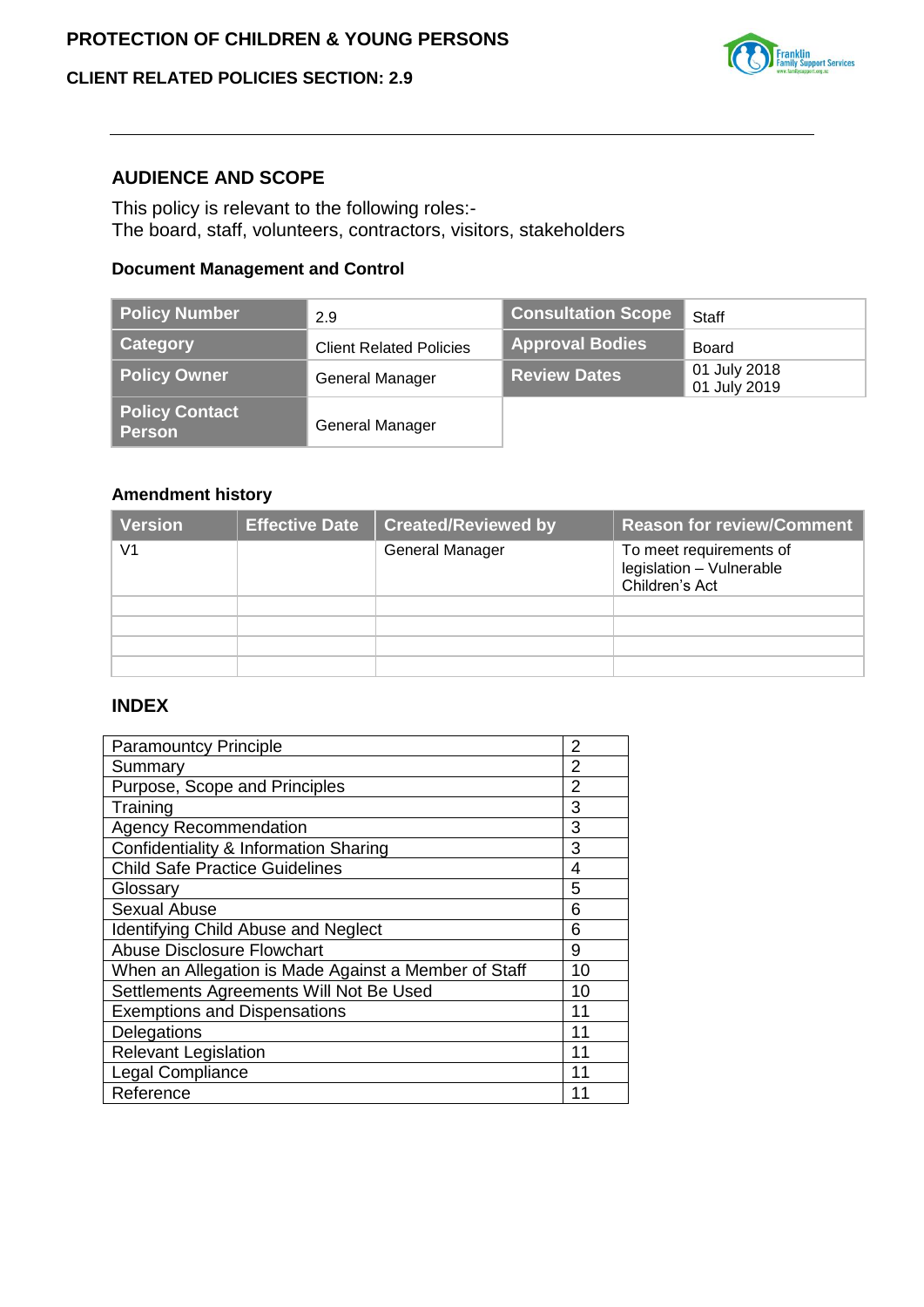# PROTECTION OF CHILDREN & YOUNG PERSONS

**CLIENT RELATED POLICIES SECTION: 2.9**

## AUDIENCE AND SCOPE

This policy is relevant to the following roles:-
The board, staff, volunteers, contractors, visitors, stakeholders

### Document Management and Control

| Policy Number | 2.9 | Consultation Scope | Staff |
|---|---|---|---|
| Category | Client Related Policies | Approval Bodies | Board |
| Policy Owner | General Manager | Review Dates | 01 July 2018<br>01 July 2019 |
| Policy Contact Person | General Manager | | |

### Amendment history

| Version | Effective Date | Created/Reviewed by | Reason for review/Comment |
|---|---|---|---|
| V1 | | General Manager | To meet requirements of legislation – Vulnerable Children's Act |
| | | | |
| | | | |
| | | | |
| | | | |

## INDEX

| | |
|---|---|
| Paramountcy Principle | 2 |
| Summary | 2 |
| Purpose, Scope and Principles | 2 |
| Training | 3 |
| Agency Recommendation | 3 |
| Confidentiality & Information Sharing | 3 |
| Child Safe Practice Guidelines | 4 |
| Glossary | 5 |
| Sexual Abuse | 6 |
| Identifying Child Abuse and Neglect | 6 |
| Abuse Disclosure Flowchart | 9 |
| When an Allegation is Made Against a Member of Staff | 10 |
| Settlements Agreements Will Not Be Used | 10 |
| Exemptions and Dispensations | 11 |
| Delegations | 11 |
| Relevant Legislation | 11 |
| Legal Compliance | 11 |
| Reference | 11 |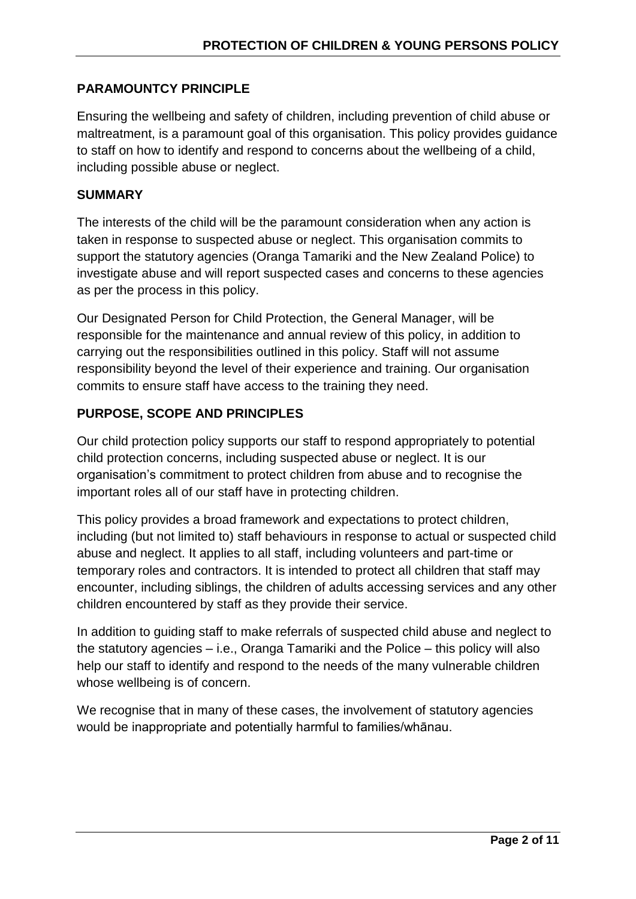## PARAMOUNTCY PRINCIPLE

Ensuring the wellbeing and safety of children, including prevention of child abuse or maltreatment, is a paramount goal of this organisation. This policy provides guidance to staff on how to identify and respond to concerns about the wellbeing of a child, including possible abuse or neglect.

## SUMMARY

The interests of the child will be the paramount consideration when any action is taken in response to suspected abuse or neglect. This organisation commits to support the statutory agencies (Oranga Tamariki and the New Zealand Police) to investigate abuse and will report suspected cases and concerns to these agencies as per the process in this policy.

Our Designated Person for Child Protection, the General Manager, will be responsible for the maintenance and annual review of this policy, in addition to carrying out the responsibilities outlined in this policy. Staff will not assume responsibility beyond the level of their experience and training. Our organisation commits to ensure staff have access to the training they need.

## PURPOSE, SCOPE AND PRINCIPLES

Our child protection policy supports our staff to respond appropriately to potential child protection concerns, including suspected abuse or neglect. It is our organisation's commitment to protect children from abuse and to recognise the important roles all of our staff have in protecting children.

This policy provides a broad framework and expectations to protect children, including (but not limited to) staff behaviours in response to actual or suspected child abuse and neglect. It applies to all staff, including volunteers and part-time or temporary roles and contractors. It is intended to protect all children that staff may encounter, including siblings, the children of adults accessing services and any other children encountered by staff as they provide their service.

In addition to guiding staff to make referrals of suspected child abuse and neglect to the statutory agencies – i.e., Oranga Tamariki and the Police – this policy will also help our staff to identify and respond to the needs of the many vulnerable children whose wellbeing is of concern.

We recognise that in many of these cases, the involvement of statutory agencies would be inappropriate and potentially harmful to families/whānau.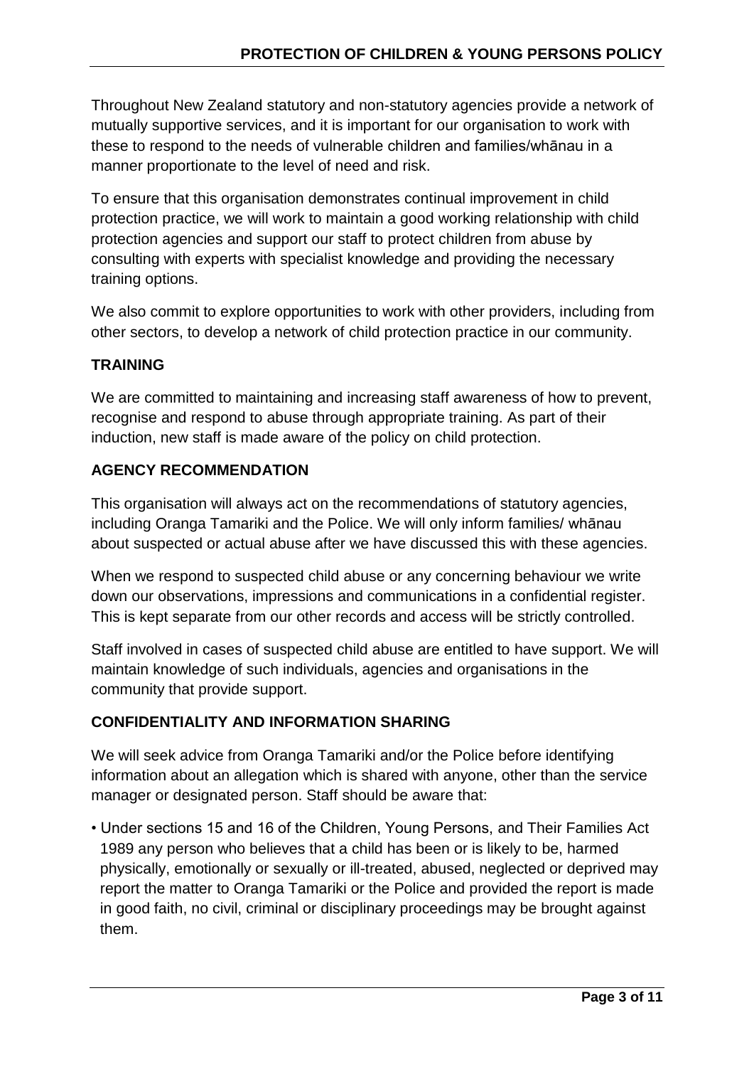Throughout New Zealand statutory and non-statutory agencies provide a network of mutually supportive services, and it is important for our organisation to work with these to respond to the needs of vulnerable children and families/whānau in a manner proportionate to the level of need and risk.

To ensure that this organisation demonstrates continual improvement in child protection practice, we will work to maintain a good working relationship with child protection agencies and support our staff to protect children from abuse by consulting with experts with specialist knowledge and providing the necessary training options.

We also commit to explore opportunities to work with other providers, including from other sectors, to develop a network of child protection practice in our community.

## TRAINING

We are committed to maintaining and increasing staff awareness of how to prevent, recognise and respond to abuse through appropriate training. As part of their induction, new staff is made aware of the policy on child protection.

## AGENCY RECOMMENDATION

This organisation will always act on the recommendations of statutory agencies, including Oranga Tamariki and the Police. We will only inform families/ whānau about suspected or actual abuse after we have discussed this with these agencies.

When we respond to suspected child abuse or any concerning behaviour we write down our observations, impressions and communications in a confidential register. This is kept separate from our other records and access will be strictly controlled.

Staff involved in cases of suspected child abuse are entitled to have support. We will maintain knowledge of such individuals, agencies and organisations in the community that provide support.

## CONFIDENTIALITY AND INFORMATION SHARING

We will seek advice from Oranga Tamariki and/or the Police before identifying information about an allegation which is shared with anyone, other than the service manager or designated person. Staff should be aware that:

- Under sections 15 and 16 of the Children, Young Persons, and Their Families Act 1989 any person who believes that a child has been or is likely to be, harmed physically, emotionally or sexually or ill-treated, abused, neglected or deprived may report the matter to Oranga Tamariki or the Police and provided the report is made in good faith, no civil, criminal or disciplinary proceedings may be brought against them.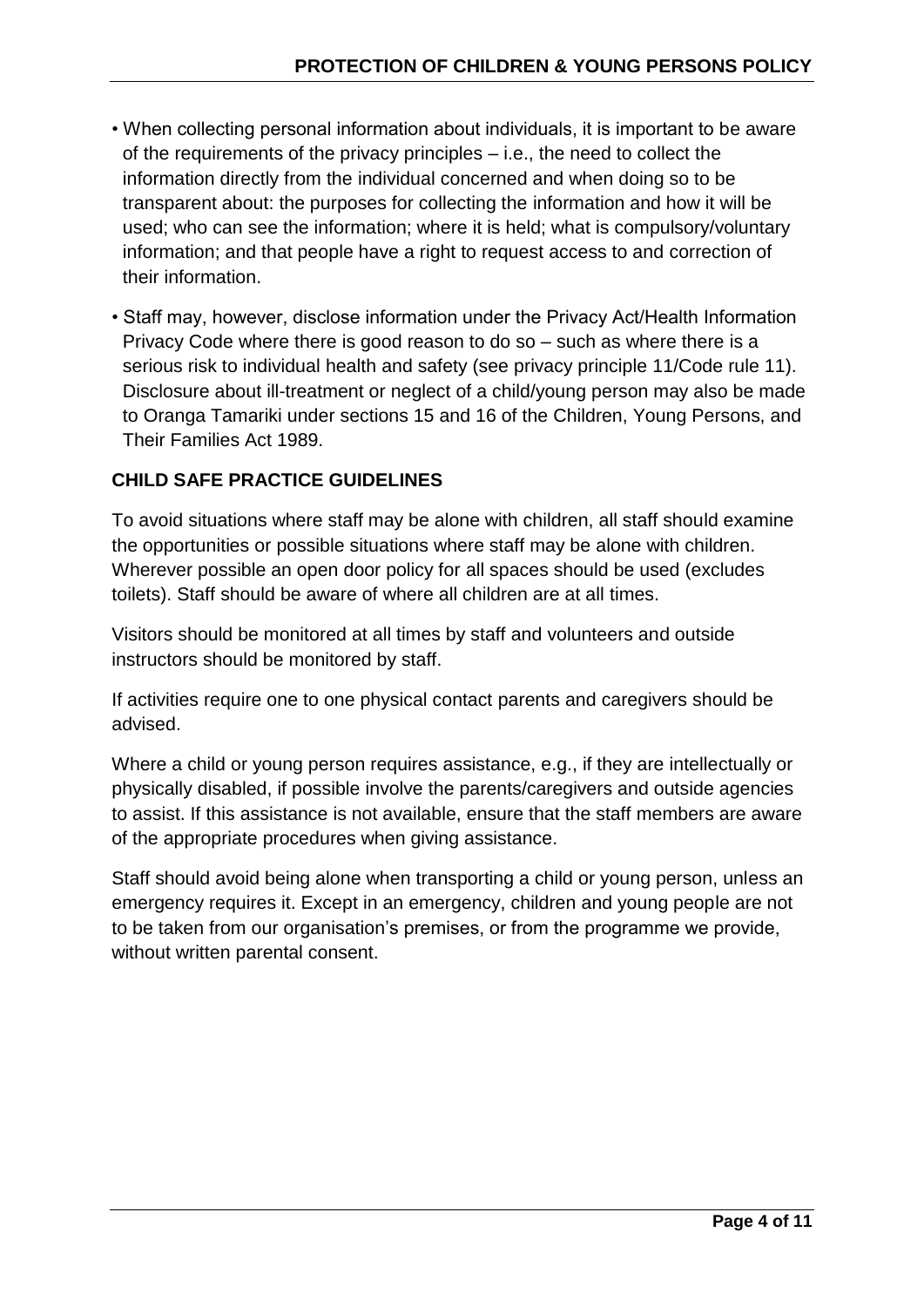- When collecting personal information about individuals, it is important to be aware of the requirements of the privacy principles – i.e., the need to collect the information directly from the individual concerned and when doing so to be transparent about: the purposes for collecting the information and how it will be used; who can see the information; where it is held; what is compulsory/voluntary information; and that people have a right to request access to and correction of their information.
- Staff may, however, disclose information under the Privacy Act/Health Information Privacy Code where there is good reason to do so – such as where there is a serious risk to individual health and safety (see privacy principle 11/Code rule 11). Disclosure about ill-treatment or neglect of a child/young person may also be made to Oranga Tamariki under sections 15 and 16 of the Children, Young Persons, and Their Families Act 1989.

## CHILD SAFE PRACTICE GUIDELINES

To avoid situations where staff may be alone with children, all staff should examine the opportunities or possible situations where staff may be alone with children. Wherever possible an open door policy for all spaces should be used (excludes toilets). Staff should be aware of where all children are at all times.

Visitors should be monitored at all times by staff and volunteers and outside instructors should be monitored by staff.

If activities require one to one physical contact parents and caregivers should be advised.

Where a child or young person requires assistance, e.g., if they are intellectually or physically disabled, if possible involve the parents/caregivers and outside agencies to assist. If this assistance is not available, ensure that the staff members are aware of the appropriate procedures when giving assistance.

Staff should avoid being alone when transporting a child or young person, unless an emergency requires it. Except in an emergency, children and young people are not to be taken from our organisation's premises, or from the programme we provide, without written parental consent.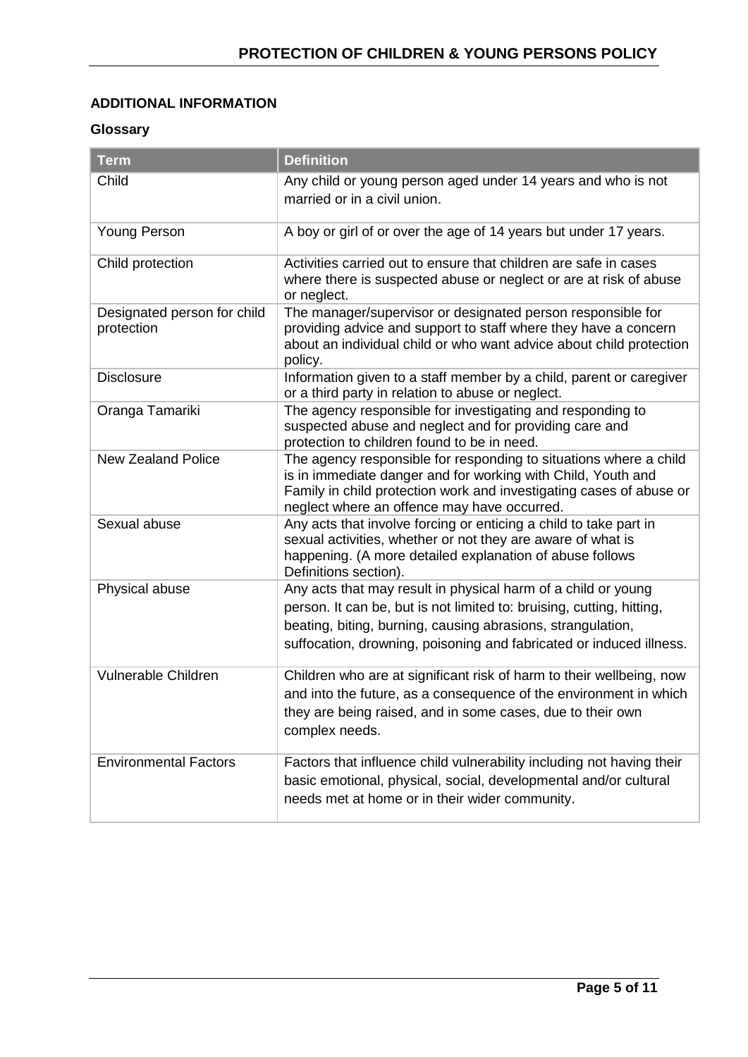## ADDITIONAL INFORMATION

### Glossary

| Term | Definition |
|---|---|
| Child | Any child or young person aged under 14 years and who is not married or in a civil union. |
| Young Person | A boy or girl of or over the age of 14 years but under 17 years. |
| Child protection | Activities carried out to ensure that children are safe in cases where there is suspected abuse or neglect or are at risk of abuse or neglect. |
| Designated person for child protection | The manager/supervisor or designated person responsible for providing advice and support to staff where they have a concern about an individual child or who want advice about child protection policy. |
| Disclosure | Information given to a staff member by a child, parent or caregiver or a third party in relation to abuse or neglect. |
| Oranga Tamariki | The agency responsible for investigating and responding to suspected abuse and neglect and for providing care and protection to children found to be in need. |
| New Zealand Police | The agency responsible for responding to situations where a child is in immediate danger and for working with Child, Youth and Family in child protection work and investigating cases of abuse or neglect where an offence may have occurred. |
| Sexual abuse | Any acts that involve forcing or enticing a child to take part in sexual activities, whether or not they are aware of what is happening. (A more detailed explanation of abuse follows Definitions section). |
| Physical abuse | Any acts that may result in physical harm of a child or young person. It can be, but is not limited to: bruising, cutting, hitting, beating, biting, burning, causing abrasions, strangulation, suffocation, drowning, poisoning and fabricated or induced illness. |
| Vulnerable Children | Children who are at significant risk of harm to their wellbeing, now and into the future, as a consequence of the environment in which they are being raised, and in some cases, due to their own complex needs. |
| Environmental Factors | Factors that influence child vulnerability including not having their basic emotional, physical, social, developmental and/or cultural needs met at home or in their wider community. |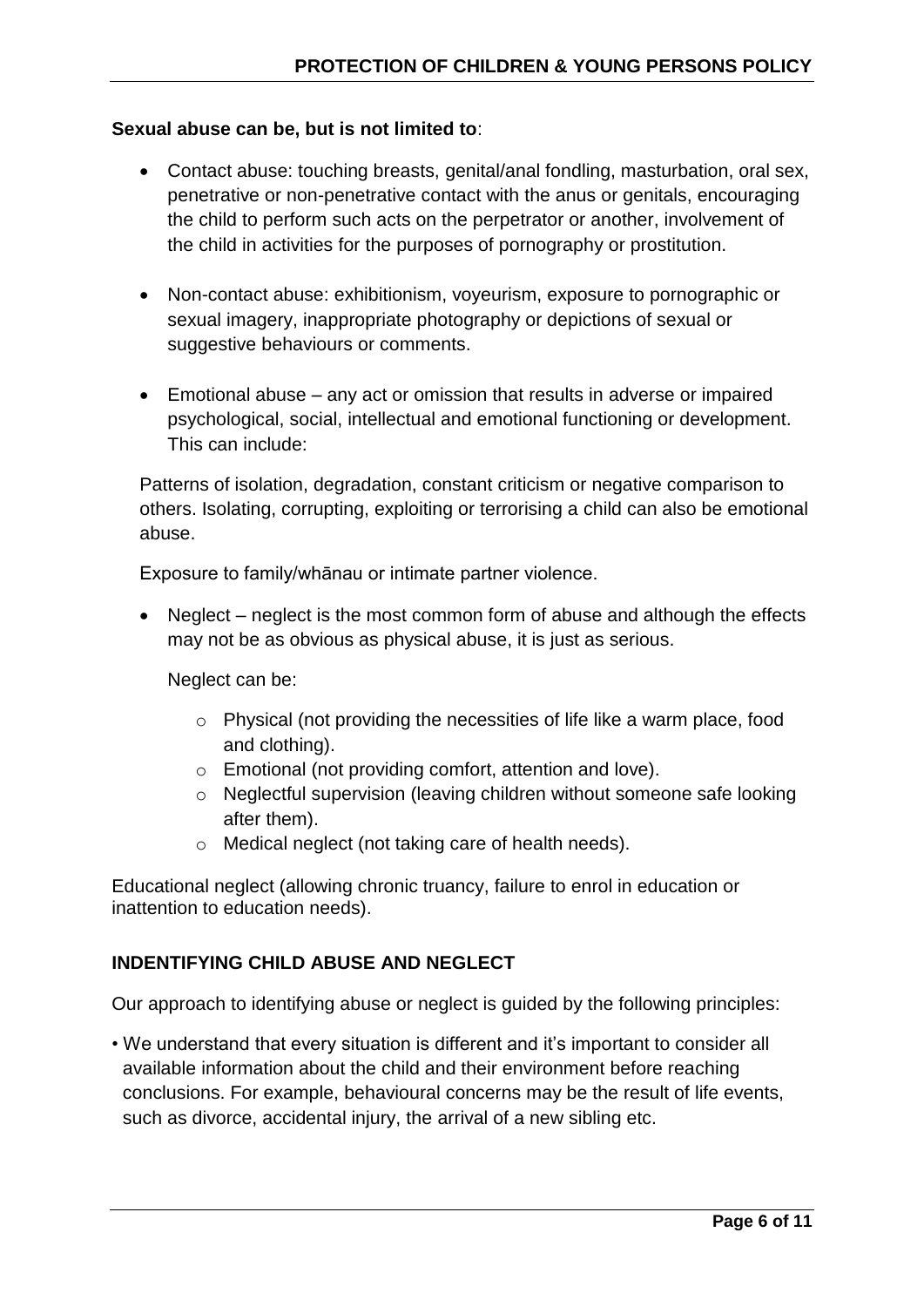**Sexual abuse can be, but is not limited to**:

- Contact abuse: touching breasts, genital/anal fondling, masturbation, oral sex, penetrative or non-penetrative contact with the anus or genitals, encouraging the child to perform such acts on the perpetrator or another, involvement of the child in activities for the purposes of pornography or prostitution.

- Non-contact abuse: exhibitionism, voyeurism, exposure to pornographic or sexual imagery, inappropriate photography or depictions of sexual or suggestive behaviours or comments.

- Emotional abuse – any act or omission that results in adverse or impaired psychological, social, intellectual and emotional functioning or development. This can include:

  Patterns of isolation, degradation, constant criticism or negative comparison to others. Isolating, corrupting, exploiting or terrorising a child can also be emotional abuse.

  Exposure to family/whānau or intimate partner violence.

- Neglect – neglect is the most common form of abuse and although the effects may not be as obvious as physical abuse, it is just as serious.

  Neglect can be:

  - Physical (not providing the necessities of life like a warm place, food and clothing).
  - Emotional (not providing comfort, attention and love).
  - Neglectful supervision (leaving children without someone safe looking after them).
  - Medical neglect (not taking care of health needs).

Educational neglect (allowing chronic truancy, failure to enrol in education or inattention to education needs).

## INDENTIFYING CHILD ABUSE AND NEGLECT

Our approach to identifying abuse or neglect is guided by the following principles:

- We understand that every situation is different and it's important to consider all available information about the child and their environment before reaching conclusions. For example, behavioural concerns may be the result of life events, such as divorce, accidental injury, the arrival of a new sibling etc.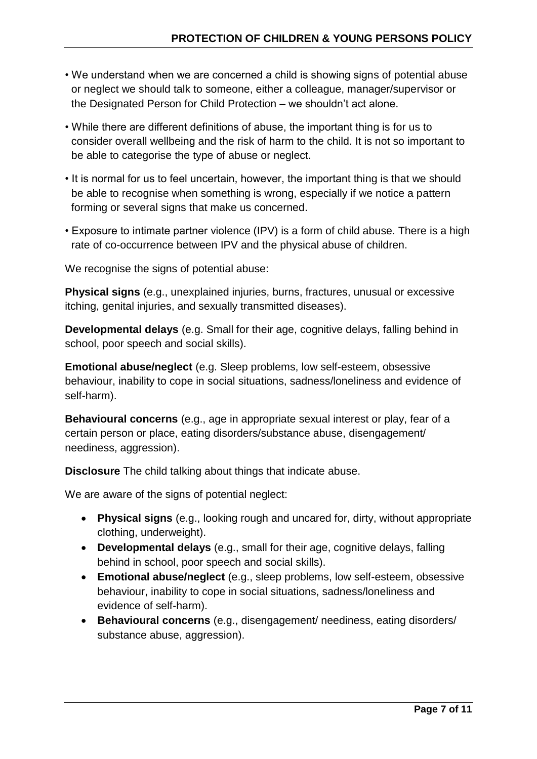- We understand when we are concerned a child is showing signs of potential abuse or neglect we should talk to someone, either a colleague, manager/supervisor or the Designated Person for Child Protection – we shouldn't act alone.
- While there are different definitions of abuse, the important thing is for us to consider overall wellbeing and the risk of harm to the child. It is not so important to be able to categorise the type of abuse or neglect.
- It is normal for us to feel uncertain, however, the important thing is that we should be able to recognise when something is wrong, especially if we notice a pattern forming or several signs that make us concerned.
- Exposure to intimate partner violence (IPV) is a form of child abuse. There is a high rate of co-occurrence between IPV and the physical abuse of children.

We recognise the signs of potential abuse:

**Physical signs** (e.g., unexplained injuries, burns, fractures, unusual or excessive itching, genital injuries, and sexually transmitted diseases).

**Developmental delays** (e.g. Small for their age, cognitive delays, falling behind in school, poor speech and social skills).

**Emotional abuse/neglect** (e.g. Sleep problems, low self-esteem, obsessive behaviour, inability to cope in social situations, sadness/loneliness and evidence of self-harm).

**Behavioural concerns** (e.g., age in appropriate sexual interest or play, fear of a certain person or place, eating disorders/substance abuse, disengagement/ neediness, aggression).

**Disclosure** The child talking about things that indicate abuse.

We are aware of the signs of potential neglect:

- **Physical signs** (e.g., looking rough and uncared for, dirty, without appropriate clothing, underweight).
- **Developmental delays** (e.g., small for their age, cognitive delays, falling behind in school, poor speech and social skills).
- **Emotional abuse/neglect** (e.g., sleep problems, low self-esteem, obsessive behaviour, inability to cope in social situations, sadness/loneliness and evidence of self-harm).
- **Behavioural concerns** (e.g., disengagement/ neediness, eating disorders/ substance abuse, aggression).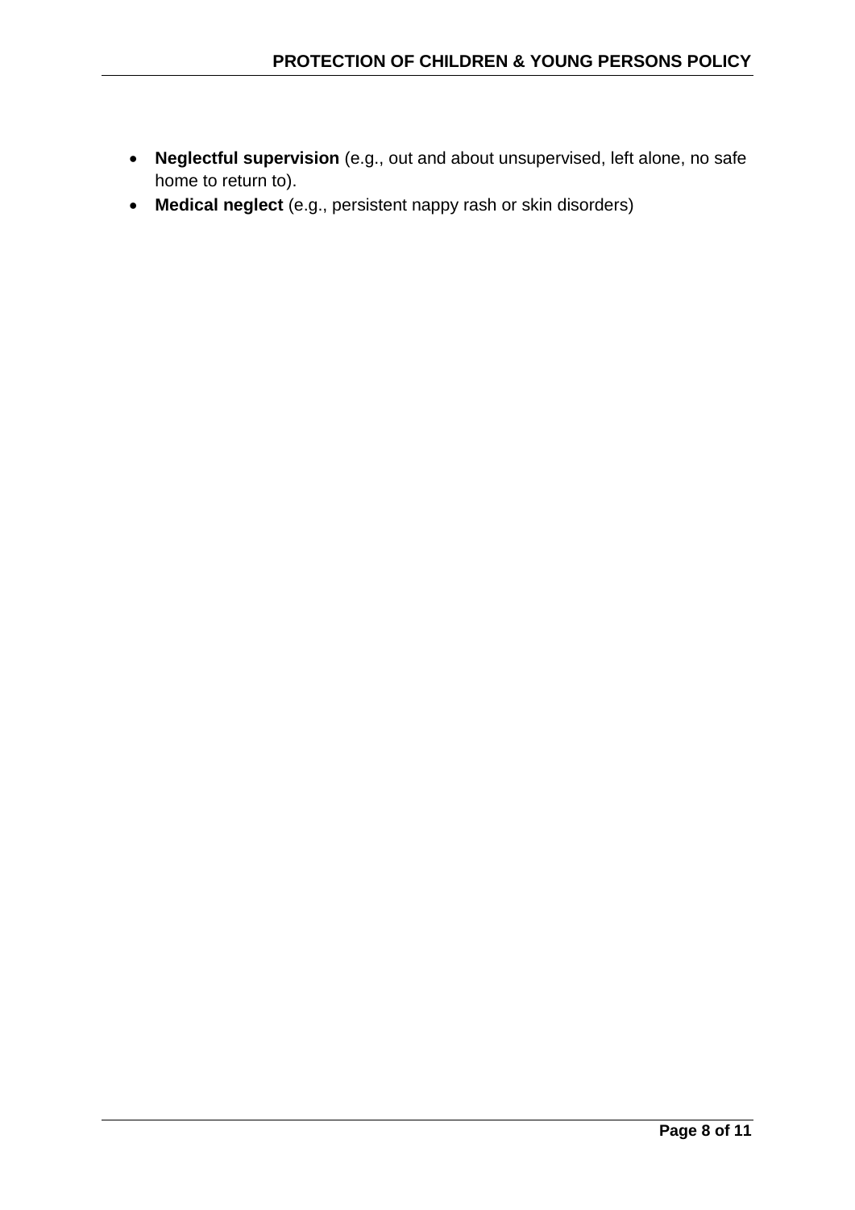- **Neglectful supervision** (e.g., out and about unsupervised, left alone, no safe home to return to).
- **Medical neglect** (e.g., persistent nappy rash or skin disorders)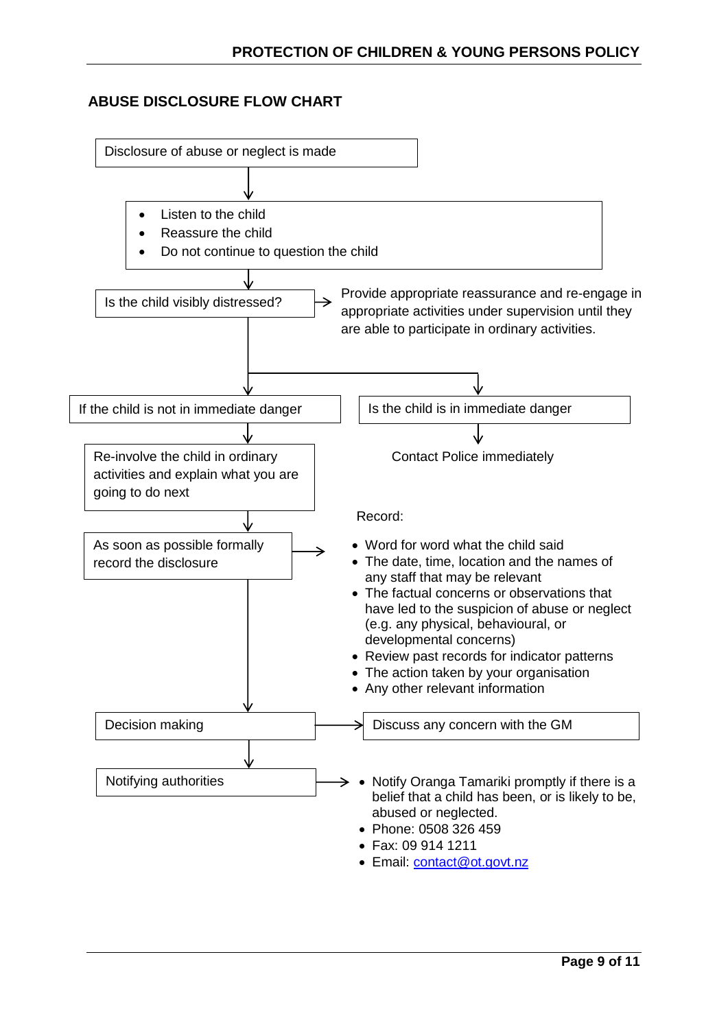## ABUSE DISCLOSURE FLOW CHART

Disclosure of abuse or neglect is made

↓

- Listen to the child
- Reassure the child
- Do not continue to question the child

↓

Is the child visibly distressed? → Provide appropriate reassurance and re-engage in appropriate activities under supervision until they are able to participate in ordinary activities.

↓

If the child is not in immediate danger

↓

Re-involve the child in ordinary activities and explain what you are going to do next

↓

As soon as possible formally record the disclosure → Record:

- Word for word what the child said
- The date, time, location and the names of any staff that may be relevant
- The factual concerns or observations that have led to the suspicion of abuse or neglect (e.g. any physical, behavioural, or developmental concerns)
- Review past records for indicator patterns
- The action taken by your organisation
- Any other relevant information

↓

Decision making → Discuss any concern with the GM

↓

Notifying authorities →

- Notify Oranga Tamariki promptly if there is a belief that a child has been, or is likely to be, abused or neglected.
- Phone: 0508 326 459
- Fax: 09 914 1211
- Email: contact@ot.govt.nz

Is the child is in immediate danger

↓

Contact Police immediately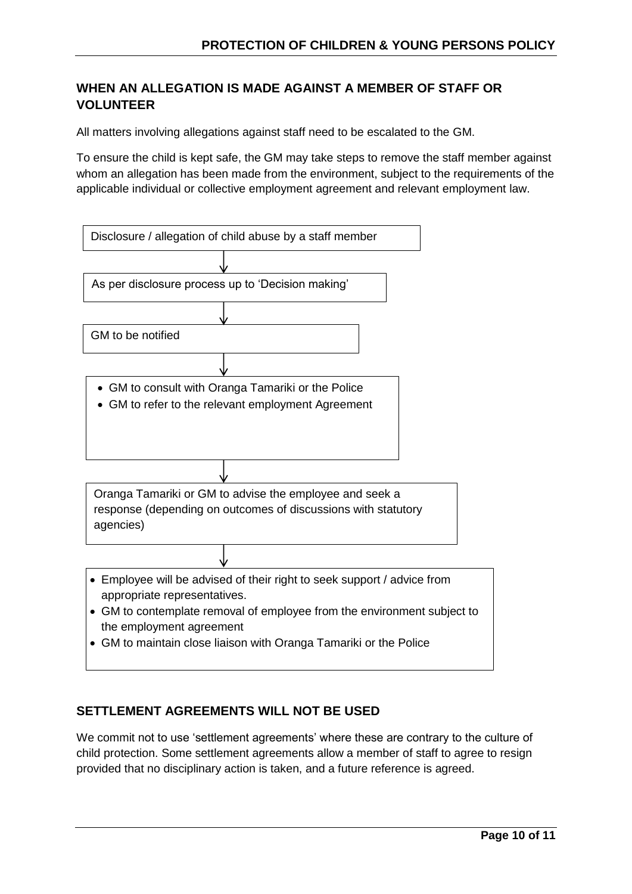## WHEN AN ALLEGATION IS MADE AGAINST A MEMBER OF STAFF OR VOLUNTEER

All matters involving allegations against staff need to be escalated to the GM.

To ensure the child is kept safe, the GM may take steps to remove the staff member against whom an allegation has been made from the environment, subject to the requirements of the applicable individual or collective employment agreement and relevant employment law.

Disclosure / allegation of child abuse by a staff member

↓

As per disclosure process up to 'Decision making'

↓

GM to be notified

↓

- GM to consult with Oranga Tamariki or the Police
- GM to refer to the relevant employment Agreement

↓

Oranga Tamariki or GM to advise the employee and seek a response (depending on outcomes of discussions with statutory agencies)

↓

- Employee will be advised of their right to seek support / advice from appropriate representatives.
- GM to contemplate removal of employee from the environment subject to the employment agreement
- GM to maintain close liaison with Oranga Tamariki or the Police

## SETTLEMENT AGREEMENTS WILL NOT BE USED

We commit not to use 'settlement agreements' where these are contrary to the culture of child protection. Some settlement agreements allow a member of staff to agree to resign provided that no disciplinary action is taken, and a future reference is agreed.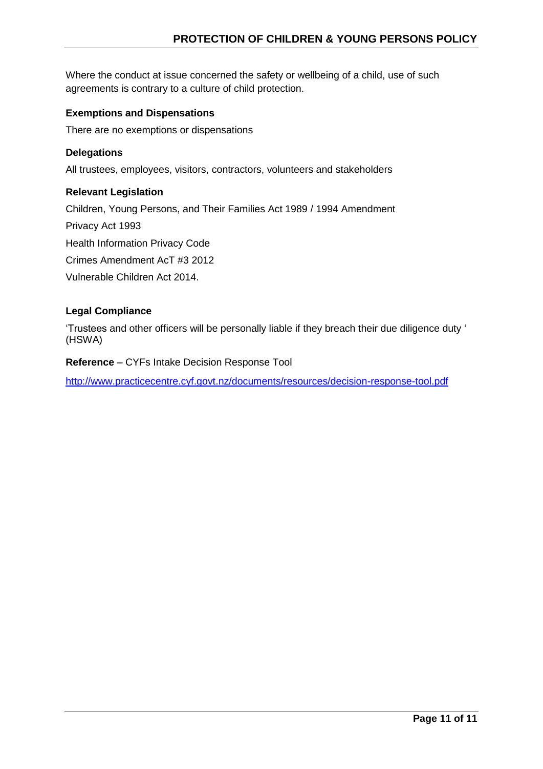Where the conduct at issue concerned the safety or wellbeing of a child, use of such agreements is contrary to a culture of child protection.

**Exemptions and Dispensations**

There are no exemptions or dispensations

**Delegations**

All trustees, employees, visitors, contractors, volunteers and stakeholders

**Relevant Legislation**

Children, Young Persons, and Their Families Act 1989 / 1994 Amendment

Privacy Act 1993

Health Information Privacy Code

Crimes Amendment AcT #3 2012

Vulnerable Children Act 2014.

**Legal Compliance**

'Trustees and other officers will be personally liable if they breach their due diligence duty ' (HSWA)

**Reference** – CYFs Intake Decision Response Tool

http://www.practicecentre.cyf.govt.nz/documents/resources/decision-response-tool.pdf